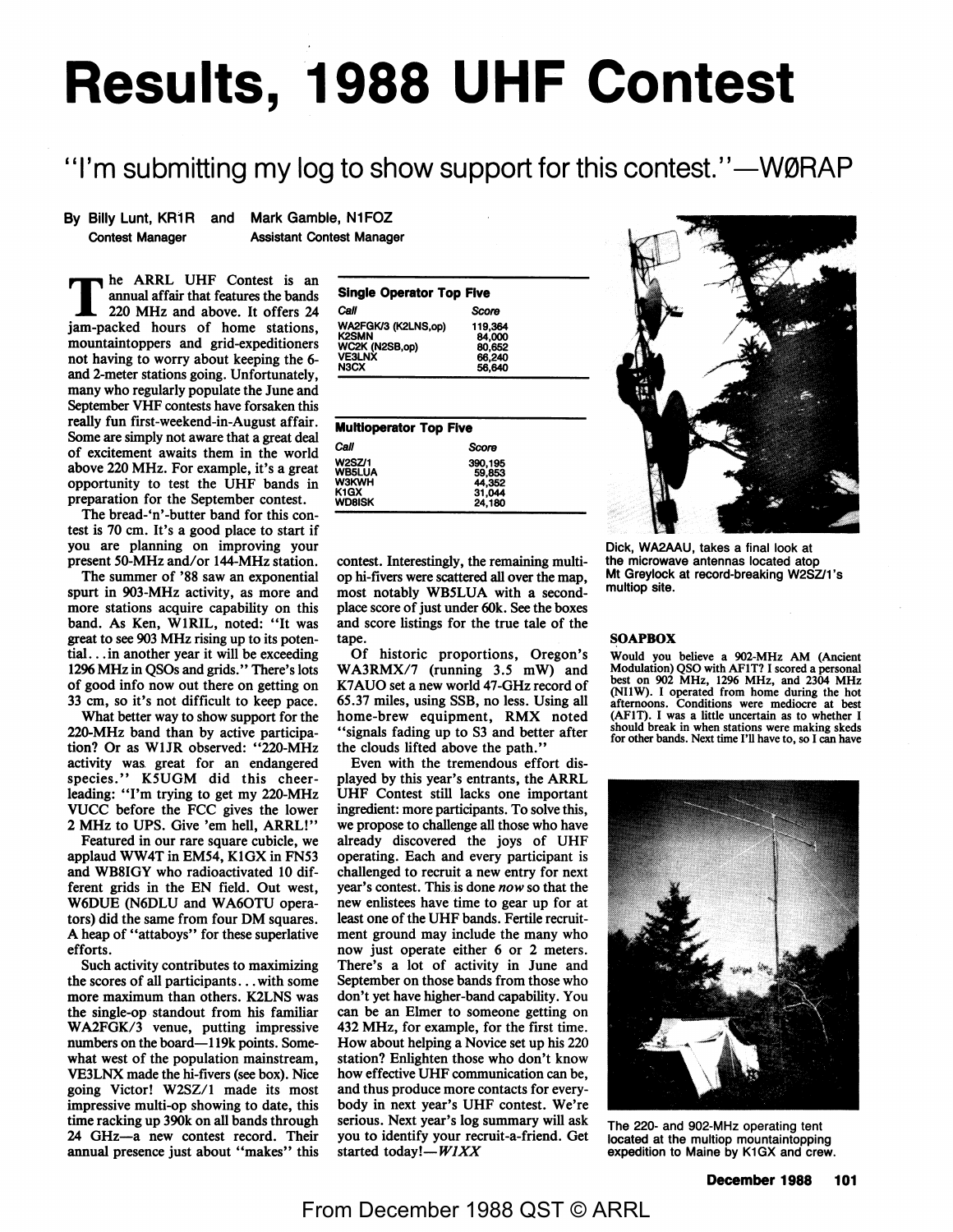# Results, 1988 UHF Contest

## "I'm submitting my log to show support for this contest."—WØRAP

**By Billy Lunt, KR1R** and **Mark Gamble, N1FOZ**
Contest Manager — Assistant Contest Manager

The ARRL UHF Contest is an annual affair that features the bands 220 MHz and above. It offers 24 jam-packed hours of home stations, mountaintoppers and grid-expeditioners not having to worry about keeping the 6- and 2-meter stations going. Unfortunately, many who regularly populate the June and September VHF contests have forsaken this really fun first-weekend-in-August affair. Some are simply not aware that a great deal of excitement awaits them in the world above 220 MHz. For example, it's a great opportunity to test the UHF bands in preparation for the September contest.

The bread-'n'-butter band for this contest is 70 cm. It's a good place to start if you are planning on improving your present 50-MHz and/or 144-MHz station.

The summer of '88 saw an exponential spurt in 903-MHz activity, as more and more stations acquire capability on this band. As Ken, W1RIL, noted: "It was great to see 903 MHz rising up to its potential...in another year it will be exceeding 1296 MHz in QSOs and grids." There's lots of good info now out there on getting on 33 cm, so it's not difficult to keep pace.

What better way to show support for the 220-MHz band than by active participation? Or as W1JR observed: "220-MHz activity was great for an endangered species." K5UGM did this cheerleading: "I'm trying to get my 220-MHz VUCC before the FCC gives the lower 2 MHz to UPS. Give 'em hell, ARRL!"

Featured in our rare square cubicle, we applaud WW4T in EM54, K1GX in FN53 and WB8IGY who radioactivated 10 different grids in the EN field. Out west, W6DUE (N6DLU and WA6OTU operators) did the same from four DM squares. A heap of "attaboys" for these superlative efforts.

Such activity contributes to maximizing the scores of all participants...with some more maximum than others. K2LNS was the single-op standout from his familiar WA2FGK/3 venue, putting impressive numbers on the board—119k points. Somewhat west of the population mainstream, VE3LNX made the hi-fivers (see box). Nice going Victor! W2SZ/1 made its most impressive multi-op showing to date, this time racking up 390k on all bands through 24 GHz—a new contest record. Their annual presence just about "makes" this contest. Interestingly, the remaining multi-op hi-fivers were scattered all over the map, most notably WB5LUA with a second-place score of just under 60k. See the boxes and score listings for the true tale of the tape.

**Single Operator Top Five**

| *Call* | *Score* |
|---|---|
| WA2FGK/3 (K2LNS,op) | 119,364 |
| K2SMN | 84,000 |
| WC2K (N2SB,op) | 80,652 |
| VE3LNX | 66,240 |
| N3CX | 56,640 |

**Multioperator Top Five**

| *Call* | *Score* |
|---|---|
| W2SZ/1 | 390,195 |
| WB5LUA | 59,853 |
| W3KWH | 44,352 |
| K1GX | 31,044 |
| WD8ISK | 24,180 |

Of historic proportions, Oregon's WA3RMX/7 (running 3.5 mW) and K7AUO set a new world 47-GHz record of 65.37 miles, using SSB, no less. Using all home-brew equipment, RMX noted "signals fading up to S3 and better after the clouds lifted above the path."

Even with the tremendous effort displayed by this year's entrants, the ARRL UHF Contest still lacks one important ingredient: more participants. To solve this, we propose to challenge all those who have already discovered the joys of UHF operating. Each and every participant is challenged to recruit a new entry for next year's contest. This is done *now* so that the new enlistees have time to gear up for at least one of the UHF bands. Fertile recruitment ground may include the many who now just operate either 6 or 2 meters. There's a lot of activity in June and September on those bands from those who don't yet have higher-band capability. You can be an Elmer to someone getting on 432 MHz, for example, for the first time. How about helping a Novice set up his 220 station? Enlighten those who don't know how effective UHF communication can be, and thus produce more contacts for everybody in next year's UHF contest. We're serious. Next year's log summary will ask you to identify your recruit-a-friend. Get started today!—*W1XX*

Dick, WA2AAU, takes a final look at the microwave antennas located atop Mt Greylock at record-breaking W2SZ/1's multiop site.

### SOAPBOX

Would you believe a 902-MHz AM (Ancient Modulation) QSO with AF1T? I scored a personal best on 902 MHz, 1296 MHz, and 2304 MHz (NI1W). I operated from home during the hot afternoons. Conditions were mediocre at best (AF1T). I was a little uncertain as to whether I should break in when stations were making skeds for other bands. Next time I'll have to, so I can have

The 220- and 902-MHz operating tent located at the multiop mountaintopping expedition to Maine by K1GX and crew.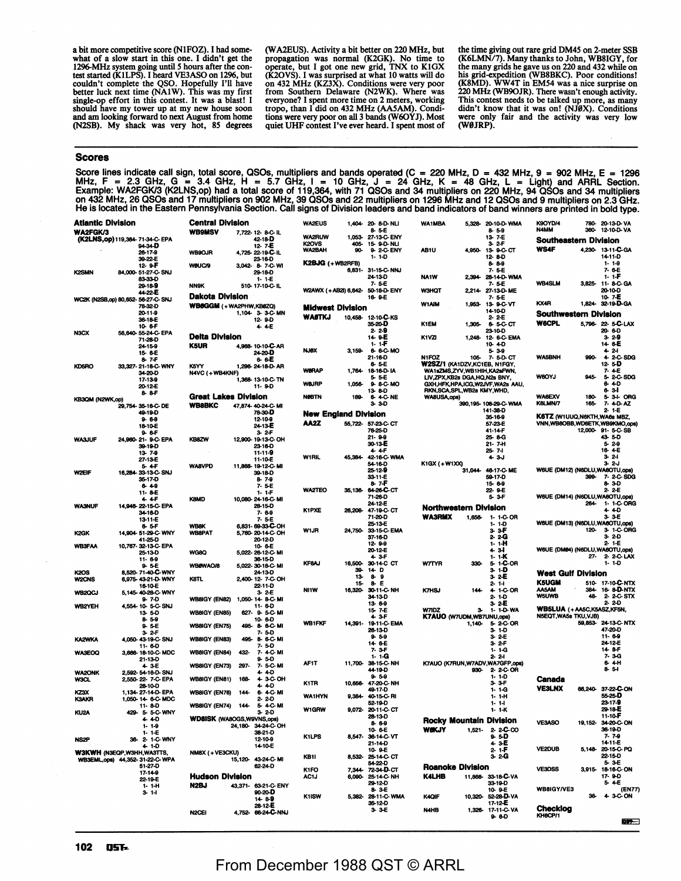a bit more competitive score (N1FOZ). I had somewhat of a slow start in this one. I didn't get the 1296-MHz system going until 5 hours after the contest started (K1LPS). I heard VE3ASO on 1296, but couldn't complete the QSO. Hopefully I'll have better luck next time (NA1W). This was my first single-op effort in this contest. It was a blast! I should have my tower up at my new house soon and am looking forward to next August from home (N2SB). My shack was very hot, 85 degrees (WA2EUS). Activity a bit better on 220 MHz, but propagation was normal (K2GK). No time to operate, but I got one new grid, TNX to K1GX (K2OVS). I was surprised at what 10 watts will do on 432 MHz (KZ3X). Conditions were very poor from Southern Delaware (N2WK). Where was everyone? I spent more time on 2 meters, working tropo, than I did on 432 MHz (AA5AM). Conditions were very poor on all 3 bands (W6OYJ). Most quiet UHF contest I've ever heard. I spent most of the time giving out rare grid DM45 on 2-meter SSB (K6LMN/7). Many thanks to John, WB8IGY, for the many grids he gave us on 220 and 432 while on his grid-expedition (WB8BKC). Poor conditions! (K8MD). WW4T in EM54 was a nice surprise on 220 MHz (WB9OJR). There wasn't enough activity. This contest needs to be talked up more, as many didn't know that it was on! (NJ0X). Conditions were only fair and the activity was very low (W0JRP).

## Scores

Score lines indicate call sign, total score, QSOs, multipliers and bands operated (C = 220 MHz, D = 432 MHz, 9 = 902 MHz, E = 1296 MHz, F = 2.3 GHz, G = 3.4 GHz, H = 5.7 GHz, I = 10 GHz, J = 24 GHz, K = 48 GHz, L = Light) and ARRL Section. Example: WA2FGK/3 (K2LNS,op) had a total score of 119,364, with 71 QSOs and 34 multipliers on 220 MHz, 94 QSOs and 34 multipliers on 432 MHz, 26 QSOs and 17 multipliers on 902 MHz, 39 QSOs and 22 multipliers on 1296 MHz and 12 QSOs and 9 multipliers on 2.3 GHz. He is located in the Eastern Pennsylvania Section. Call signs of Division leaders and band indicators of band winners are printed in bold type.

### Atlantic Division

**WA2FGK/3** (K2LNS,op) 119,364- 71-34-C- EPA / 94-34-D / 26-17-9 / 39-22-E / 12- 9-F
K2SMN 84,000- 51-27-C- SNJ / 83-33-D / 29-18-9 / 44-22-E
WC2K (N2SB,op) 80,652- 56-27-C- SNJ / 78-32-D / 20-11-9 / 36-18-E / 10- 6-F
N3CX 56,640- 55-24-C- EPA / 71-28-D / 24-15-9 / 15- 6-E / 8- 7-F
KD5RO 33,327- 21-16-C- WNY / 34-20-D / 17-13-9 / 20-12-E / 8- 8-F
KB3QM (N2WK,op) 29,754- 35-16-C- DE / 49-19-D / 9- 6-9 / 18-10-E / 9- 6-F
WA3JUF 24,960- 21- 9-C- EPA / 39-19-D / 13- 7-9 / 27-13-E / 5- 4-F
W2EIF 16,284- 33-13-C- SNJ / 35-17-D / 6- 4-9 / 11- 8-E / 4- 4-F
WA3NUF 14,948- 22-15-C- EPA / 34-18-D / 13-11-E / 6- 5-F
K2GK 14,904- 51-29-C- WNY / 41-25-D
WB3FAA 10,767- 32-13-C- EPA / 25-13-D / 11- 6-9 / 9- 5-E
K2OS 8,520- 71-40-C- WNY
W2CNS 6,975- 43-21-D- WNY / 16-10-E
WB2QCJ 5,145- 40-28-C- WNY / 9- 7-D
WB2YEH 4,554- 10- 5-C- SNJ / 13- 5-D / 8- 5-9 / 9- 5-E / 3- 2-F
KA2WKA 4,050- 43-19-C- SNJ / 11- 6-D
WA3EOQ 3,666- 18-10-C- MDC / 21-13-D / 4- 3-E
WA2ONK 2,592- 54-16-D- SNJ
W3CL 2,550- 22- 7-C- EPA / 28-10-D
KZ3X 1,134- 27-14-D- EPA
K3AKR 1,050- 14- 6-C- MDC / 11- 8-D
KU2A 429- 5- 5-C- WNY / 4- 4-D / 1- 1-9 / 1- 1-E
NS2P 36- 2- 1-C- WNY / 4- 1-D
**W3KWH** (N3EQP,W3HH,WA3TTS, WB3EML,ops) 44,352- 31-22-C- WPA / 51-27-D / 17-14-9 / 22-19-E / 1- 1-H / 3- 1-I

### Central Division

**WB9MSV** 7,722- 12- 8-C- IL / 42-18-D / 12- 7-E
WB9OJR 4,725- 22-19-C- IL / 23-16-D
W9UC/9 3,042- 8- 7-C- WI / 29-18-D / 1- 1-E
NN9K 510- 17-10-C- IL

### Dakota Division

**WB0GGM** (+WA2PHW,KB0ZQ) 1,104- 3- 3-C- MN / 12- 9-D / 4- 4-E

### Delta Division

**K5UR** 4,968- 10-10-C- AR / 24-20-D / 6- 6-E
K5YY 1,296- 24-18-D- AR
N4VC (+WB4KNF) 1,368- 13-10-C- TN / 11- 9-D

### Great Lakes Division

**WB8BKC** 47,874- 40-24-C- MI / 78-30-D / 12-10-9 / 24-13-E / 3- 2-F
KB8ZW 12,900- 19-13-C- OH / 23-16-D / 11-11-9 / 11-10-E
WA8VPD 11,868- 19-12-C- MI / 39-18-D / 8- 7-9 / 7- 5-E / 1- 1-F
K8MD 10,080- 24-16-C- MI / 28-15-D / 7- 6-9 / 7- 5-E
W8BK 6,831- 69-33-C- OH
WB8PAT 5,760- 20-14-C- OH / 20-12-D / 10- 6-E
WG8Q 5,022- 26-12-C- MI / 36-15-D
WB8WAO/8 5,022- 30-18-C- MI / 24-13-D
K8TL 2,400- 12- 7-C- OH / 22-11-D / 3- 2-E
WB8IGY (EN82) 1,050- 14- 8-C- MI / 11- 6-D
WB8IGY (EN85) 627- 9- 5-C- MI / 10- 6-D
WB8IGY (EN75) 495- 8- 6-C- MI / 7- 5-D
WB8IGY (EN83) 495- 8- 6-C- MI / 7- 5-D
WB8IGY (EN84) 432- 7- 4-C- MI / 9- 5-D
WB8IGY (EN73) 297- 7- 5-C- MI / 4- 4-D
WB8IGY (EN81) 168- 4- 3-C- OH / 4- 4-D
WB8IGY (EN76) 144- 6- 4-C- MI / 2- 2-D
WB8IGY (EN74) 144- 5- 4-C- MI / 3- 2-D
**WD8ISK** (WA8OGS,W9VNS,ops) 24,180- 34-24-C- OH / 38-21-D / 12-10-9 / 14-10-E
NM8X (+VE3CKU) 15,120- 43-24-C- MI / 62-24-D

### Hudson Division

**N2BJ** 43,371- 63-21-C- ENY / 90-20-D / 14- 8-9 / 28-12-E
N2CEI 4,752- 66-24-C- NNJ
WA2EUS 1,404- 20- 8-D- NLI / 8- 5-E
WA2RUW 1,053- 27-13-C- ENY
K2OVS 405- 15- 9-D- NLI
WA2BAH 90- 9- 2-C- ENY / 1- 1-D
**K2BJG** (+WB2RFB) 6,831- 31-15-C- NNJ / 24-13-D / 7- 5-E
W2AWX (+AB2) 6,642- 50-18-D- ENY / 16- 9-E

### Midwest Division

**WA0TKJ** 10,458- 12-10-C- KS / 35-20-D / 2- 2-9 / 14- 9-E / 1- 1-F
NJ0X 3,159- 6- 6-C- MO / 21-16-D / 6- 5-E
W0RAP 1,764- 18-16-D- IA / 5- 5-E
W0JRP 1,056- 9- 8-C- MO / 13- 8-D
N0BTN 189- 6- 4-C- NE / 3- 3-D

### New England Division

**AA2Z** 55,722- 57-23-C- CT / 76-25-D / 21- 9-9 / 30-13-E / 4- 4-F
W1RIL 45,384- 42-16-C- WMA / 54-16-D / 25-12-9 / 33-11-E / 8- 7-F
WA2TEO 35,136- 64-26-C- CT / 71-26-D / 24-12-E
K1PXE 26,208- 47-19-C- CT / 71-20-D / 25-13-E
W1JR 24,750- 33-15-C- EMA / 37-16-D / 12- 9-9 / 20-12-E / 4- 3-F
KF6AJ 16,500- 30-14-C- CT / 39- 14- D / 13- 8- 9 / 15- 8- E
NI1W 16,320- 30-11-C- NH / 34-13-D / 13- 6-9 / 15- 7-E / 4- 3-F
WB1FKF 14,391- 19-11-C- EMA / 28-13-D / 9- 5-9 / 14- 6-E / 7- 3-F / 1- 1-G
AF1T 11,700- 38-15-C- NH / 44-19-D / 9- 5-9
K1TR 10,656- 47-20-C- NH / 49-17-D
WA1HYN 9,384- 40-15-C- RI / 52-19-D
W1GRW 9,072- 20-11-C- CT / 28-13-D / 8- 6-9 / 10- 6-E
K1LPS 8,547- 36-14-C- VT / 21-14-D / 10- 9-E
KB1I 8,532- 25-14-C- CT / 54-22-D
K1FO 7,344- 72-34-D- CT
AC1J 6,090- 25-14-C- NH / 29-12-D / 8- 3-E
K1ISW 5,382- 28-11-C- WMA / 35-12-D / 3- 3-E
WA1MBA 5,328- 20-10-D- WMA / 8- 5-9 / 13- 7-E / 3- 2-F
AB1U 4,950- 13- 9-C- CT / 12- 8-D / 8- 6-9 / 7- 6-E
NA1W 2,394- 28-14-D- WMA / 7- 5-E
W3HQT 2,214- 27-13-D- ME / 7- 5-E
W1AIM 1,953- 13- 9-C- VT / 14-10-D / 2- 2-E
K1EM 1,305- 6- 5-C- CT / 23-10-D
K1VZI 1,248- 12- 6-C- EMA / 10- 4-D / 5- 3-9
N1FOZ 105- 7- 5-D- CT
**W2SZ/1** (KA1DZV,KC1EB, N1FGY, WA1sZMS,ZYV,WB1HIH,KA2sFWN, LIV,ZPX,KB2s DGA,HQ,N2s BNY, GXH,HFK,HPA,ICG,W2JVF,WA2s AAU, RKN,SCA,SPL,WB2s KMY,WHD, WA8USA,ops) 390,195- 108-29-C- WMA / 141-38-D / 35-16-9 / 57-23-E / 41-14-F / 25- 8-G / 21- 7-H / 25- 7-I / 4- 3-J
K1GX (+W1XX) 31,044- 46-17-C- ME / 59-17-D / 15- 6-9 / 22- 9-E / 5- 3-F

### Northwestern Division

**WA3RMX** 1,656- 1- 1-C- OR / 1- 1-D / 3- 3-F / 2- 2-G / 1- 1-H / 4- 3-I / 1- 1-K
W7TYR 330- 5- 1-C- OR / 3- 1-D / 3- 2-E / 2- 1-I
K7HSJ 144- 4- 1-C- OR / 2- 1-D / 3- 2-E
W7IDZ 3- 1- 1-D- WA
**K7AUO** (W7UDM,WB7UNU,ops) 1,140- 5- 2-C- OR / 3- 1-D / 3- 2-E / 3- 2-F / 1- 1-G / 2- 2-I
K7AUO (K7RUN,W7ADV,WA7GFP,ops) 930- 2- 2-C- OR / 1- 1-D / 3- 1-F / 1- 1-G / 1- 1-H / 1- 1-I / 1- 1-K

### Rocky Mountain Division

**W0KJY** 1,521- 2- 2-C- CO / 9- 5-D / 4- 3-E / 2- 1-F / 3- 2-G

### Roanoke Division

**K4LHB** 11,868- 33-18-C- VA / 33-19-D / 10- 9-E
K4QIF 10,320- 52-28-D- VA / 17-12-E
N4HB 1,326- 17-11-C- VA / 9- 6-D
K9OYD/4 780- 20-13-D- VA
N4MM 360- 12-10-D- VA

### Southeastern Division

**WS4F** 4,230- 13-11-C- GA / 14-11-D / 1- 1-9 / 7- 6-E / 1- 1-F
WB4SLM 3,825- 11- 8-C- GA / 20-10-D / 10- 7-E
KX4R 1,824- 32-19-D- GA

### Southwestern Division

**W6CPL** 5,796- 22- 5-C- LAX / 20- 6-D / 3- 2-9 / 14- 6-E / 4- 2-I
WA5BNH 990- 4- 2-C- SDG / 12- 5-D / 7- 4-E
W6OYJ 945- 5- 2-C- SDG / 6- 4-D / 6- 3-I
WA6EXV 180- 5- 3-I- ORG
K6LMN/7 165- 7- 4-D- AZ / 2- 1-E
**K6TZ** (W1UUQ,N6KTH,WA6s MBZ, VNN,WB6OBB,WD6ETK,WB9KMO,ops) 12,000- 91- 5-C- SB / 43- 5-D / 5- 2-9 / 16- 4-E / 3- 2-I / 3- 2-J
W6UE (DM12) (N6DLU,WA6OTU,ops) 399- 7- 2-C- SDG / 8- 3-D / 2- 2-E
W6UE (DM14) (N6DLU,WA6OTU,ops) 264- 1- 1-C- ORG / 4- 4-D / 3- 3-E
W6UE (DM13) (N6DLU,WA6OTU,ops) 120- 3- 1-C- ORG / 3- 2-D / 2- 1-E
W6UE (DM04) (N6DLU,WA6OTU,ops) 27- 2- 2-C- LAX / 1- 1-D

### West Gulf Division

**K5UGM** 510- 17-10-C- NTX
AA5AM 384- 16- 8-D- NTX
W5UWB 48- 2- 2-C- STX / 2- 2-D
**WB5LUA** (+AA5C,K5ASZ,KF5N, N5EQT,WA5s TKU,VJB) 59,853- 24-13-C- NTX / 47-20-D / 11- 6-9 / 24-12-E / 14- 8-F / 7- 3-G / 6- 4-H / 8- 5-I

### Canada

**VE3LNX** 66,240- 37-22-C- ON / 55-25-D / 23-17-9 / 29-18-E / 11-10-F
VE3ASO 19,152- 34-20-C- ON / 36-19-D / 7- 7-9 / 14-11-E
VE2DUB 5,148- 20-15-C- PQ / 22-15-D / 5- 3-E
VE3DSS 3,915- 18-16-C- ON / 17- 9-D / 5- 4-E
WB8IGY/VE3 (EN77) 36- 4- 3-C- ON

### Checklog

KH6CP/1